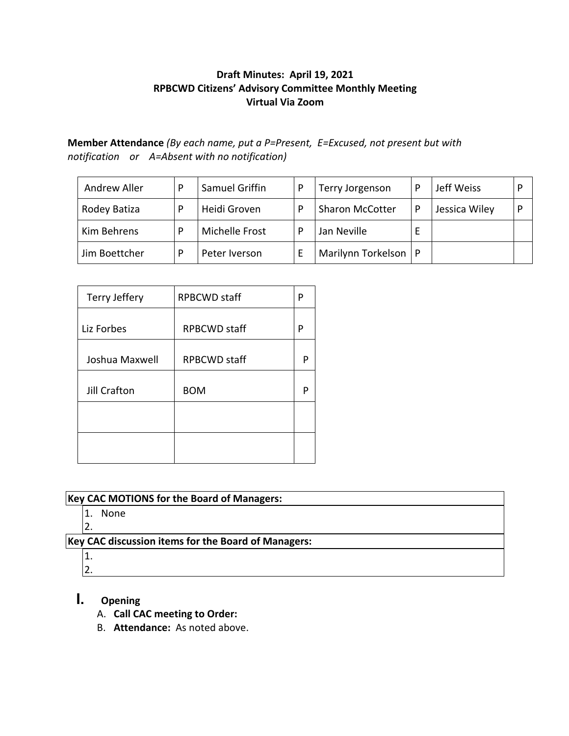**Draft Minutes: April 19, 2021**
**RPBCWD Citizens' Advisory Committee Monthly Meeting**
**Virtual Via Zoom**

**Member Attendance** *(By each name, put a P=Present, E=Excused, not present but with notification or A=Absent with no notification)*

| | | | | | | | |
|---|---|---|---|---|---|---|---|
| Andrew Aller | P | Samuel Griffin | P | Terry Jorgenson | P | Jeff Weiss | P |
| Rodey Batiza | P | Heidi Groven | P | Sharon McCotter | P | Jessica Wiley | P |
| Kim Behrens | P | Michelle Frost | P | Jan Neville | E | | |
| Jim Boettcher | P | Peter Iverson | E | Marilynn Torkelson | P | | |

| | | |
|---|---|---|
| Terry Jeffery | RPBCWD staff | P |
| Liz Forbes | RPBCWD staff | P |
| Joshua Maxwell | RPBCWD staff | P |
| Jill Crafton | BOM | P |
| | | |
| | | |

| Key CAC MOTIONS for the Board of Managers: |
|---|
| 1. None |
| 2. |
| **Key CAC discussion items for the Board of Managers:** |
| 1. |
| 2. |

# I. Opening

A. **Call CAC meeting to Order:**
B. **Attendance:** As noted above.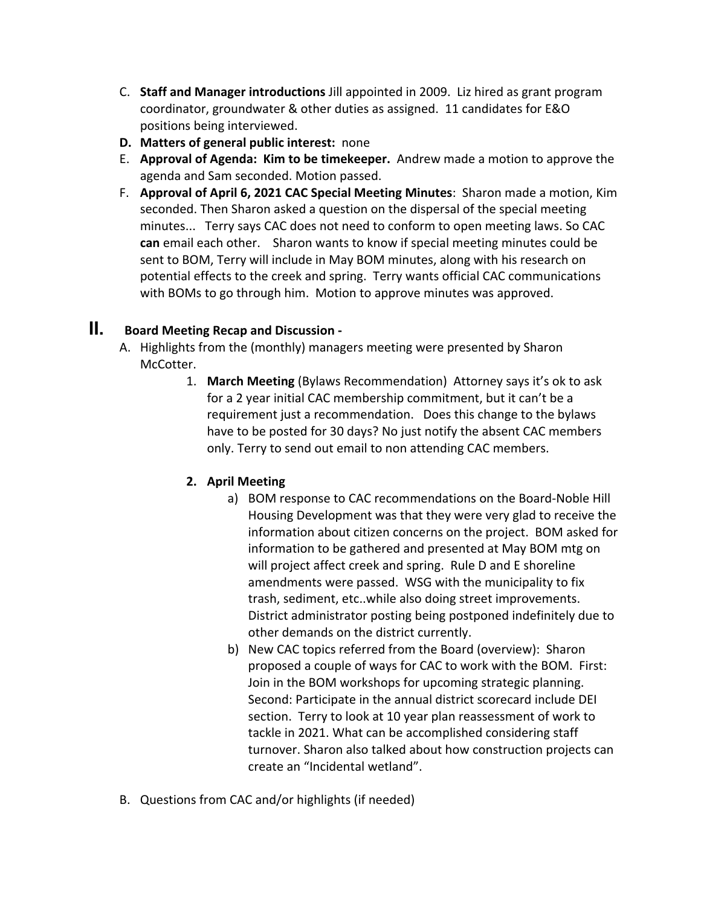C. **Staff and Manager introductions** Jill appointed in 2009. Liz hired as grant program coordinator, groundwater & other duties as assigned. 11 candidates for E&O positions being interviewed.

**D. Matters of general public interest:** none

E. **Approval of Agenda: Kim to be timekeeper.** Andrew made a motion to approve the agenda and Sam seconded. Motion passed.

F. **Approval of April 6, 2021 CAC Special Meeting Minutes**: Sharon made a motion, Kim seconded. Then Sharon asked a question on the dispersal of the special meeting minutes... Terry says CAC does not need to conform to open meeting laws. So CAC **can** email each other. Sharon wants to know if special meeting minutes could be sent to BOM, Terry will include in May BOM minutes, along with his research on potential effects to the creek and spring. Terry wants official CAC communications with BOMs to go through him. Motion to approve minutes was approved.

## II. Board Meeting Recap and Discussion -

A. Highlights from the (monthly) managers meeting were presented by Sharon McCotter.

1. **March Meeting** (Bylaws Recommendation) Attorney says it's ok to ask for a 2 year initial CAC membership commitment, but it can't be a requirement just a recommendation. Does this change to the bylaws have to be posted for 30 days? No just notify the absent CAC members only. Terry to send out email to non attending CAC members.

2. **April Meeting**

   a) BOM response to CAC recommendations on the Board-Noble Hill Housing Development was that they were very glad to receive the information about citizen concerns on the project. BOM asked for information to be gathered and presented at May BOM mtg on will project affect creek and spring. Rule D and E shoreline amendments were passed. WSG with the municipality to fix trash, sediment, etc..while also doing street improvements. District administrator posting being postponed indefinitely due to other demands on the district currently.

   b) New CAC topics referred from the Board (overview): Sharon proposed a couple of ways for CAC to work with the BOM. First: Join in the BOM workshops for upcoming strategic planning. Second: Participate in the annual district scorecard include DEI section. Terry to look at 10 year plan reassessment of work to tackle in 2021. What can be accomplished considering staff turnover. Sharon also talked about how construction projects can create an "Incidental wetland".

B. Questions from CAC and/or highlights (if needed)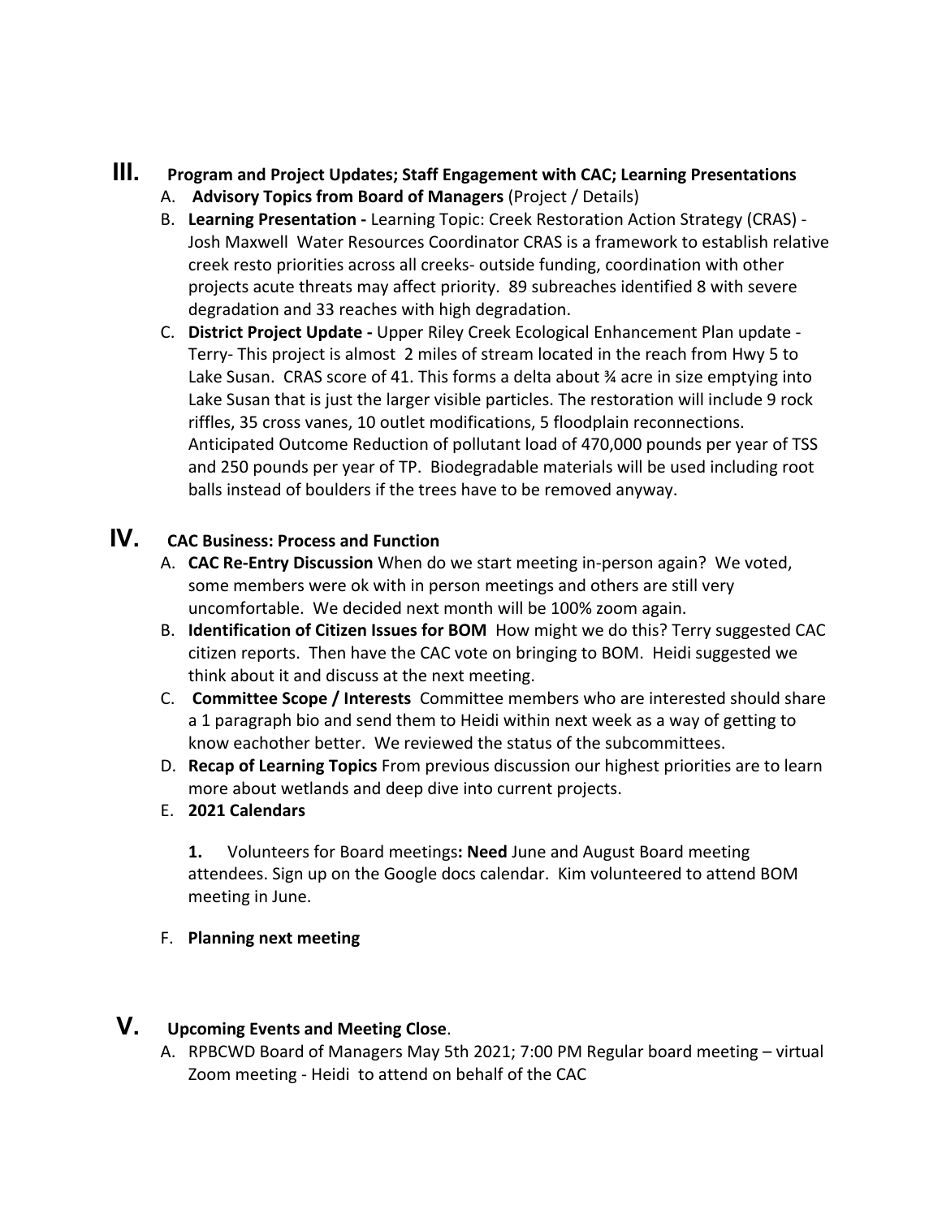## III. Program and Project Updates; Staff Engagement with CAC; Learning Presentations

A. **Advisory Topics from Board of Managers** (Project / Details)

B. **Learning Presentation -** Learning Topic: Creek Restoration Action Strategy (CRAS) - Josh Maxwell Water Resources Coordinator CRAS is a framework to establish relative creek resto priorities across all creeks- outside funding, coordination with other projects acute threats may affect priority. 89 subreaches identified 8 with severe degradation and 33 reaches with high degradation.

C. **District Project Update -** Upper Riley Creek Ecological Enhancement Plan update - Terry- This project is almost 2 miles of stream located in the reach from Hwy 5 to Lake Susan. CRAS score of 41. This forms a delta about ¾ acre in size emptying into Lake Susan that is just the larger visible particles. The restoration will include 9 rock riffles, 35 cross vanes, 10 outlet modifications, 5 floodplain reconnections. Anticipated Outcome Reduction of pollutant load of 470,000 pounds per year of TSS and 250 pounds per year of TP. Biodegradable materials will be used including root balls instead of boulders if the trees have to be removed anyway.

## IV. CAC Business: Process and Function

A. **CAC Re-Entry Discussion** When do we start meeting in-person again? We voted, some members were ok with in person meetings and others are still very uncomfortable. We decided next month will be 100% zoom again.

B. **Identification of Citizen Issues for BOM** How might we do this? Terry suggested CAC citizen reports. Then have the CAC vote on bringing to BOM. Heidi suggested we think about it and discuss at the next meeting.

C. **Committee Scope / Interests** Committee members who are interested should share a 1 paragraph bio and send them to Heidi within next week as a way of getting to know eachother better. We reviewed the status of the subcommittees.

D. **Recap of Learning Topics** From previous discussion our highest priorities are to learn more about wetlands and deep dive into current projects.

E. **2021 Calendars**

   **1.** Volunteers for Board meetings**: Need** June and August Board meeting attendees. Sign up on the Google docs calendar. Kim volunteered to attend BOM meeting in June.

F. **Planning next meeting**

## V. Upcoming Events and Meeting Close.

A. RPBCWD Board of Managers May 5th 2021; 7:00 PM Regular board meeting – virtual Zoom meeting - Heidi to attend on behalf of the CAC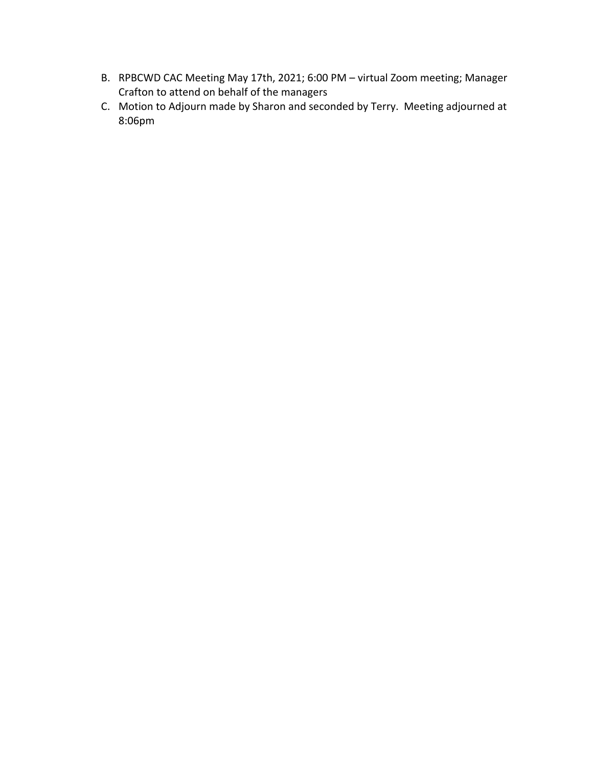B. RPBCWD CAC Meeting May 17th, 2021; 6:00 PM – virtual Zoom meeting; Manager Crafton to attend on behalf of the managers
C. Motion to Adjourn made by Sharon and seconded by Terry. Meeting adjourned at 8:06pm